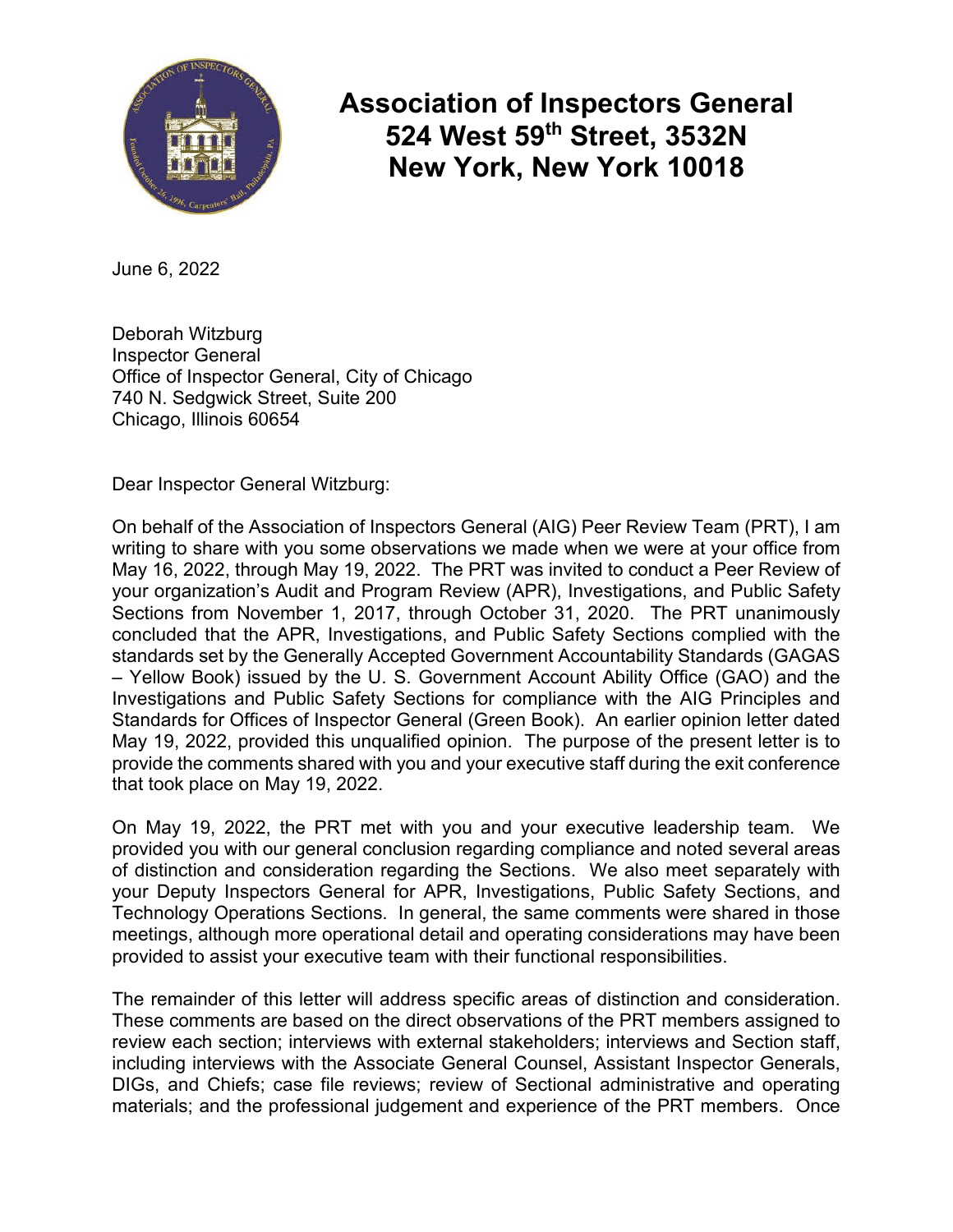# Association of Inspectors General
# 524 West 59th Street, 3532N
# New York, New York 10018

June 6, 2022

Deborah Witzburg
Inspector General
Office of Inspector General, City of Chicago
740 N. Sedgwick Street, Suite 200
Chicago, Illinois 60654

Dear Inspector General Witzburg:

On behalf of the Association of Inspectors General (AIG) Peer Review Team (PRT), I am writing to share with you some observations we made when we were at your office from May 16, 2022, through May 19, 2022. The PRT was invited to conduct a Peer Review of your organization's Audit and Program Review (APR), Investigations, and Public Safety Sections from November 1, 2017, through October 31, 2020. The PRT unanimously concluded that the APR, Investigations, and Public Safety Sections complied with the standards set by the Generally Accepted Government Accountability Standards (GAGAS – Yellow Book) issued by the U. S. Government Account Ability Office (GAO) and the Investigations and Public Safety Sections for compliance with the AIG Principles and Standards for Offices of Inspector General (Green Book). An earlier opinion letter dated May 19, 2022, provided this unqualified opinion. The purpose of the present letter is to provide the comments shared with you and your executive staff during the exit conference that took place on May 19, 2022.

On May 19, 2022, the PRT met with you and your executive leadership team. We provided you with our general conclusion regarding compliance and noted several areas of distinction and consideration regarding the Sections. We also meet separately with your Deputy Inspectors General for APR, Investigations, Public Safety Sections, and Technology Operations Sections. In general, the same comments were shared in those meetings, although more operational detail and operating considerations may have been provided to assist your executive team with their functional responsibilities.

The remainder of this letter will address specific areas of distinction and consideration. These comments are based on the direct observations of the PRT members assigned to review each section; interviews with external stakeholders; interviews and Section staff, including interviews with the Associate General Counsel, Assistant Inspector Generals, DIGs, and Chiefs; case file reviews; review of Sectional administrative and operating materials; and the professional judgement and experience of the PRT members. Once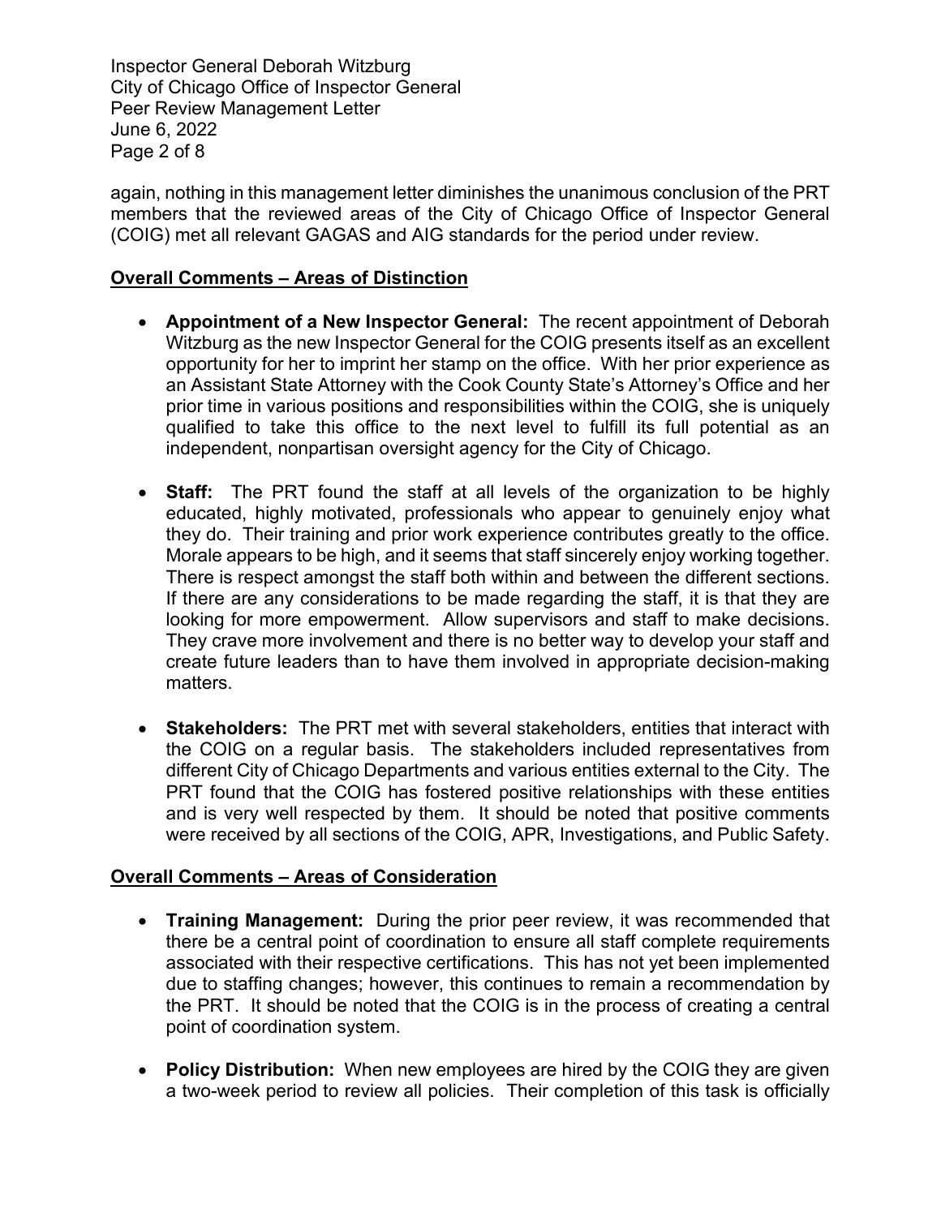again, nothing in this management letter diminishes the unanimous conclusion of the PRT members that the reviewed areas of the City of Chicago Office of Inspector General (COIG) met all relevant GAGAS and AIG standards for the period under review.

## Overall Comments – Areas of Distinction

- **Appointment of a New Inspector General:** The recent appointment of Deborah Witzburg as the new Inspector General for the COIG presents itself as an excellent opportunity for her to imprint her stamp on the office. With her prior experience as an Assistant State Attorney with the Cook County State's Attorney's Office and her prior time in various positions and responsibilities within the COIG, she is uniquely qualified to take this office to the next level to fulfill its full potential as an independent, nonpartisan oversight agency for the City of Chicago.

- **Staff:** The PRT found the staff at all levels of the organization to be highly educated, highly motivated, professionals who appear to genuinely enjoy what they do. Their training and prior work experience contributes greatly to the office. Morale appears to be high, and it seems that staff sincerely enjoy working together. There is respect amongst the staff both within and between the different sections. If there are any considerations to be made regarding the staff, it is that they are looking for more empowerment. Allow supervisors and staff to make decisions. They crave more involvement and there is no better way to develop your staff and create future leaders than to have them involved in appropriate decision-making matters.

- **Stakeholders:** The PRT met with several stakeholders, entities that interact with the COIG on a regular basis. The stakeholders included representatives from different City of Chicago Departments and various entities external to the City. The PRT found that the COIG has fostered positive relationships with these entities and is very well respected by them. It should be noted that positive comments were received by all sections of the COIG, APR, Investigations, and Public Safety.

## Overall Comments – Areas of Consideration

- **Training Management:** During the prior peer review, it was recommended that there be a central point of coordination to ensure all staff complete requirements associated with their respective certifications. This has not yet been implemented due to staffing changes; however, this continues to remain a recommendation by the PRT. It should be noted that the COIG is in the process of creating a central point of coordination system.

- **Policy Distribution:** When new employees are hired by the COIG they are given a two-week period to review all policies. Their completion of this task is officially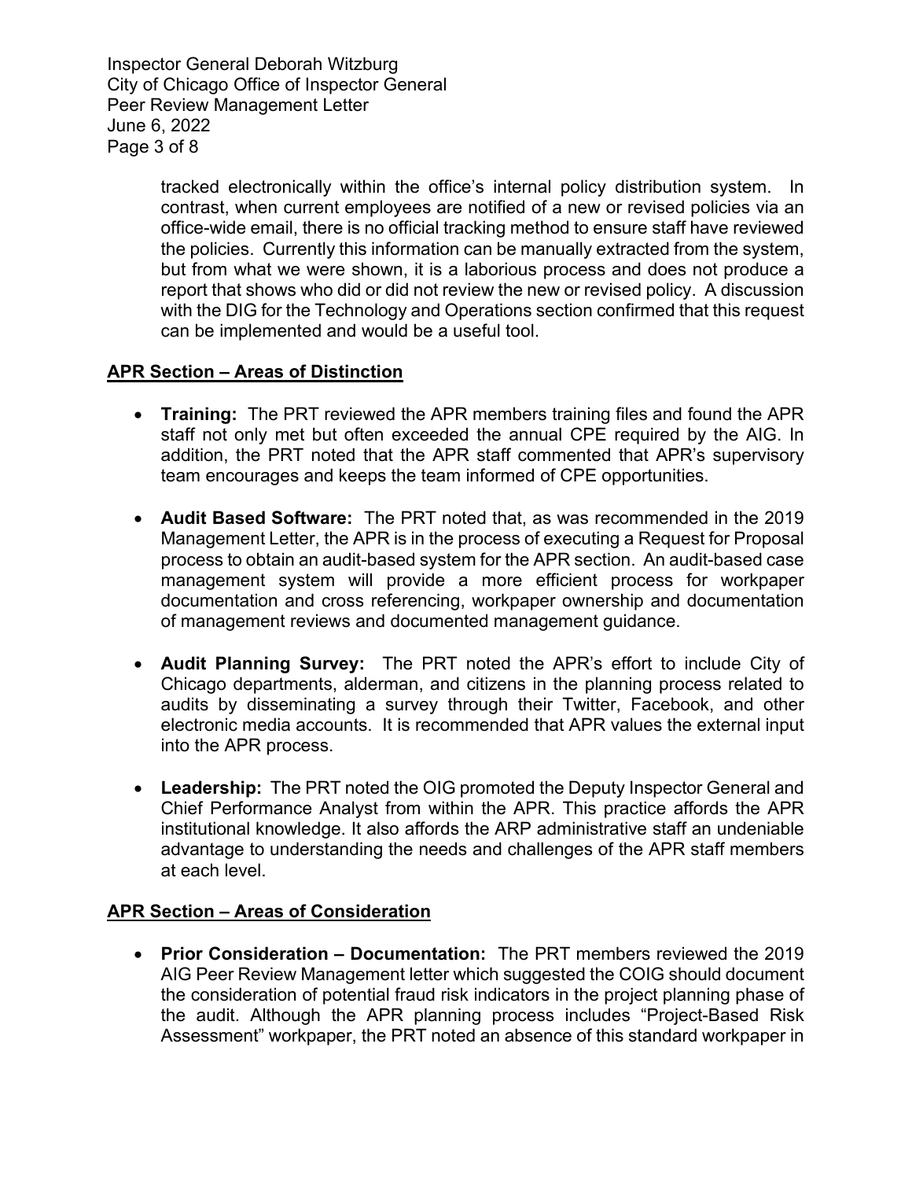tracked electronically within the office's internal policy distribution system. In contrast, when current employees are notified of a new or revised policies via an office-wide email, there is no official tracking method to ensure staff have reviewed the policies. Currently this information can be manually extracted from the system, but from what we were shown, it is a laborious process and does not produce a report that shows who did or did not review the new or revised policy. A discussion with the DIG for the Technology and Operations section confirmed that this request can be implemented and would be a useful tool.

**APR Section – Areas of Distinction**

- **Training:** The PRT reviewed the APR members training files and found the APR staff not only met but often exceeded the annual CPE required by the AIG. In addition, the PRT noted that the APR staff commented that APR's supervisory team encourages and keeps the team informed of CPE opportunities.

- **Audit Based Software:** The PRT noted that, as was recommended in the 2019 Management Letter, the APR is in the process of executing a Request for Proposal process to obtain an audit-based system for the APR section. An audit-based case management system will provide a more efficient process for workpaper documentation and cross referencing, workpaper ownership and documentation of management reviews and documented management guidance.

- **Audit Planning Survey:** The PRT noted the APR's effort to include City of Chicago departments, alderman, and citizens in the planning process related to audits by disseminating a survey through their Twitter, Facebook, and other electronic media accounts. It is recommended that APR values the external input into the APR process.

- **Leadership:** The PRT noted the OIG promoted the Deputy Inspector General and Chief Performance Analyst from within the APR. This practice affords the APR institutional knowledge. It also affords the ARP administrative staff an undeniable advantage to understanding the needs and challenges of the APR staff members at each level.

**APR Section – Areas of Consideration**

- **Prior Consideration – Documentation:** The PRT members reviewed the 2019 AIG Peer Review Management letter which suggested the COIG should document the consideration of potential fraud risk indicators in the project planning phase of the audit. Although the APR planning process includes "Project-Based Risk Assessment" workpaper, the PRT noted an absence of this standard workpaper in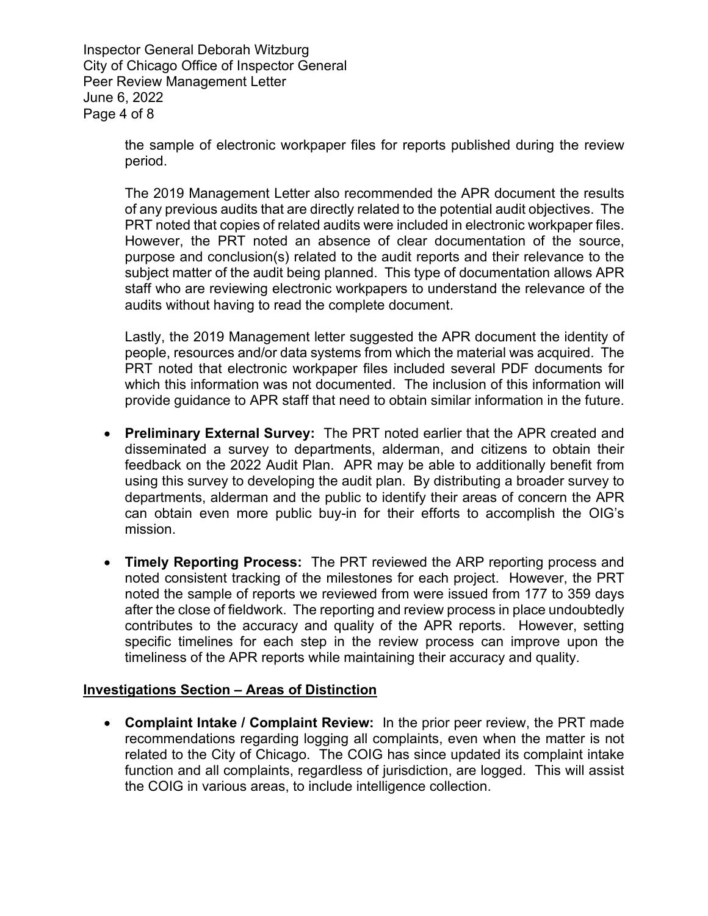the sample of electronic workpaper files for reports published during the review period.

The 2019 Management Letter also recommended the APR document the results of any previous audits that are directly related to the potential audit objectives. The PRT noted that copies of related audits were included in electronic workpaper files. However, the PRT noted an absence of clear documentation of the source, purpose and conclusion(s) related to the audit reports and their relevance to the subject matter of the audit being planned. This type of documentation allows APR staff who are reviewing electronic workpapers to understand the relevance of the audits without having to read the complete document.

Lastly, the 2019 Management letter suggested the APR document the identity of people, resources and/or data systems from which the material was acquired. The PRT noted that electronic workpaper files included several PDF documents for which this information was not documented. The inclusion of this information will provide guidance to APR staff that need to obtain similar information in the future.

- **Preliminary External Survey:** The PRT noted earlier that the APR created and disseminated a survey to departments, alderman, and citizens to obtain their feedback on the 2022 Audit Plan. APR may be able to additionally benefit from using this survey to developing the audit plan. By distributing a broader survey to departments, alderman and the public to identify their areas of concern the APR can obtain even more public buy-in for their efforts to accomplish the OIG's mission.
- **Timely Reporting Process:** The PRT reviewed the ARP reporting process and noted consistent tracking of the milestones for each project. However, the PRT noted the sample of reports we reviewed from were issued from 177 to 359 days after the close of fieldwork. The reporting and review process in place undoubtedly contributes to the accuracy and quality of the APR reports. However, setting specific timelines for each step in the review process can improve upon the timeliness of the APR reports while maintaining their accuracy and quality.

## Investigations Section – Areas of Distinction

- **Complaint Intake / Complaint Review:** In the prior peer review, the PRT made recommendations regarding logging all complaints, even when the matter is not related to the City of Chicago. The COIG has since updated its complaint intake function and all complaints, regardless of jurisdiction, are logged. This will assist the COIG in various areas, to include intelligence collection.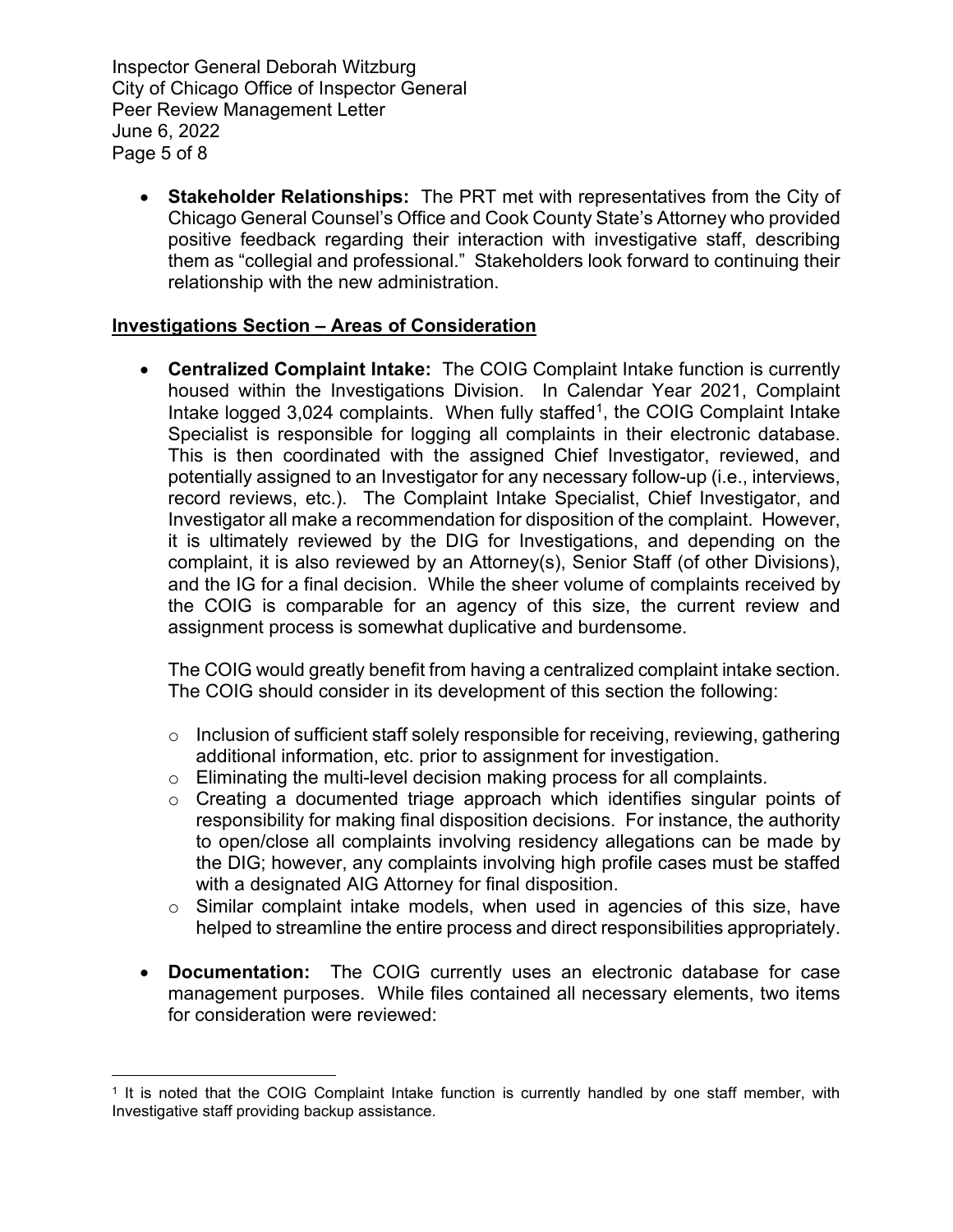- **Stakeholder Relationships:** The PRT met with representatives from the City of Chicago General Counsel's Office and Cook County State's Attorney who provided positive feedback regarding their interaction with investigative staff, describing them as "collegial and professional." Stakeholders look forward to continuing their relationship with the new administration.

## Investigations Section – Areas of Consideration

- **Centralized Complaint Intake:** The COIG Complaint Intake function is currently housed within the Investigations Division. In Calendar Year 2021, Complaint Intake logged 3,024 complaints. When fully staffed[1], the COIG Complaint Intake Specialist is responsible for logging all complaints in their electronic database. This is then coordinated with the assigned Chief Investigator, reviewed, and potentially assigned to an Investigator for any necessary follow-up (i.e., interviews, record reviews, etc.). The Complaint Intake Specialist, Chief Investigator, and Investigator all make a recommendation for disposition of the complaint. However, it is ultimately reviewed by the DIG for Investigations, and depending on the complaint, it is also reviewed by an Attorney(s), Senior Staff (of other Divisions), and the IG for a final decision. While the sheer volume of complaints received by the COIG is comparable for an agency of this size, the current review and assignment process is somewhat duplicative and burdensome.

  The COIG would greatly benefit from having a centralized complaint intake section. The COIG should consider in its development of this section the following:

  - Inclusion of sufficient staff solely responsible for receiving, reviewing, gathering additional information, etc. prior to assignment for investigation.
  - Eliminating the multi-level decision making process for all complaints.
  - Creating a documented triage approach which identifies singular points of responsibility for making final disposition decisions. For instance, the authority to open/close all complaints involving residency allegations can be made by the DIG; however, any complaints involving high profile cases must be staffed with a designated AIG Attorney for final disposition.
  - Similar complaint intake models, when used in agencies of this size, have helped to streamline the entire process and direct responsibilities appropriately.

- **Documentation:** The COIG currently uses an electronic database for case management purposes. While files contained all necessary elements, two items for consideration were reviewed:

---

[1] It is noted that the COIG Complaint Intake function is currently handled by one staff member, with Investigative staff providing backup assistance.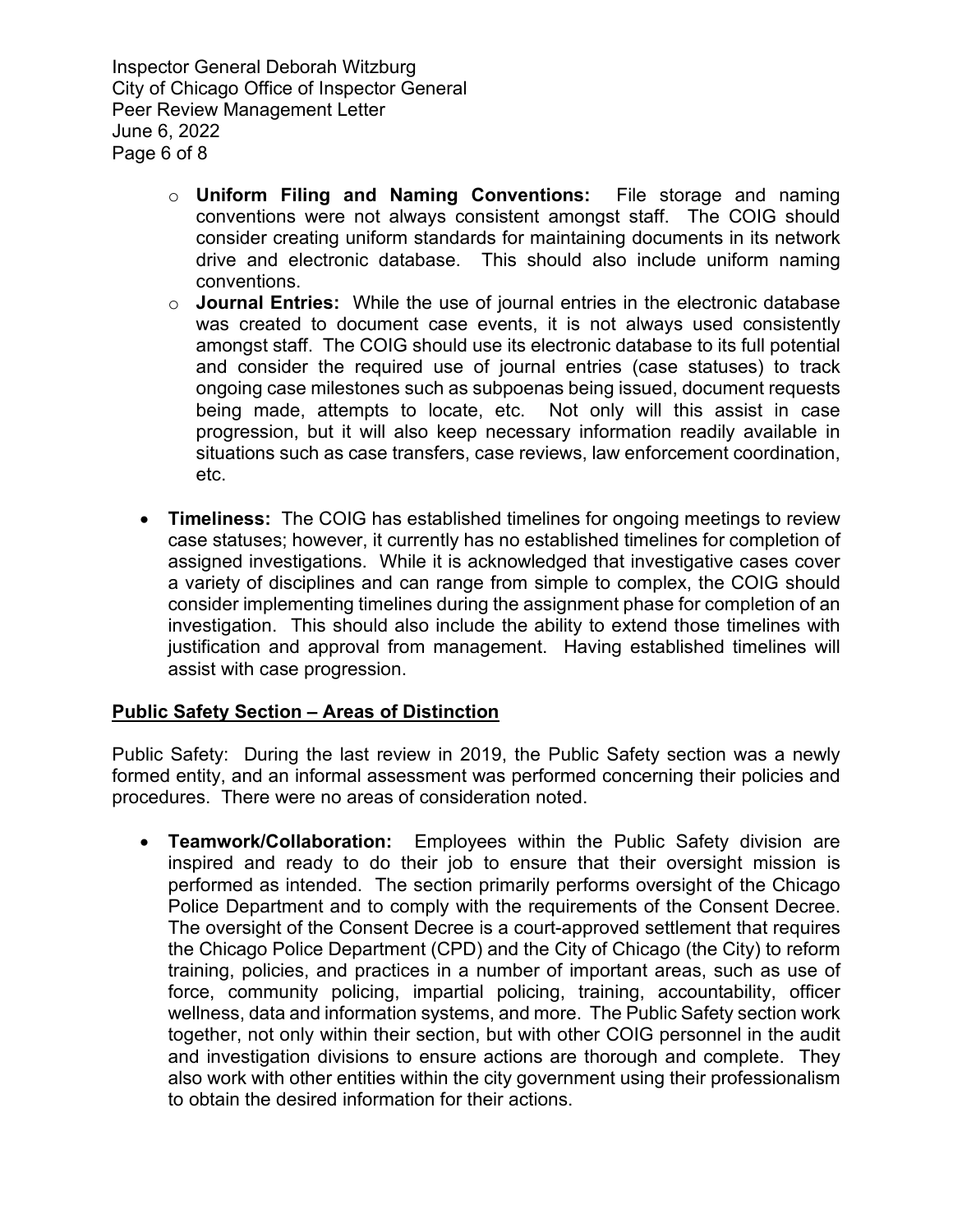- **Uniform Filing and Naming Conventions:** File storage and naming conventions were not always consistent amongst staff. The COIG should consider creating uniform standards for maintaining documents in its network drive and electronic database. This should also include uniform naming conventions.
- **Journal Entries:** While the use of journal entries in the electronic database was created to document case events, it is not always used consistently amongst staff. The COIG should use its electronic database to its full potential and consider the required use of journal entries (case statuses) to track ongoing case milestones such as subpoenas being issued, document requests being made, attempts to locate, etc. Not only will this assist in case progression, but it will also keep necessary information readily available in situations such as case transfers, case reviews, law enforcement coordination, etc.

- **Timeliness:** The COIG has established timelines for ongoing meetings to review case statuses; however, it currently has no established timelines for completion of assigned investigations. While it is acknowledged that investigative cases cover a variety of disciplines and can range from simple to complex, the COIG should consider implementing timelines during the assignment phase for completion of an investigation. This should also include the ability to extend those timelines with justification and approval from management. Having established timelines will assist with case progression.

## Public Safety Section – Areas of Distinction

Public Safety: During the last review in 2019, the Public Safety section was a newly formed entity, and an informal assessment was performed concerning their policies and procedures. There were no areas of consideration noted.

- **Teamwork/Collaboration:** Employees within the Public Safety division are inspired and ready to do their job to ensure that their oversight mission is performed as intended. The section primarily performs oversight of the Chicago Police Department and to comply with the requirements of the Consent Decree. The oversight of the Consent Decree is a court-approved settlement that requires the Chicago Police Department (CPD) and the City of Chicago (the City) to reform training, policies, and practices in a number of important areas, such as use of force, community policing, impartial policing, training, accountability, officer wellness, data and information systems, and more. The Public Safety section work together, not only within their section, but with other COIG personnel in the audit and investigation divisions to ensure actions are thorough and complete. They also work with other entities within the city government using their professionalism to obtain the desired information for their actions.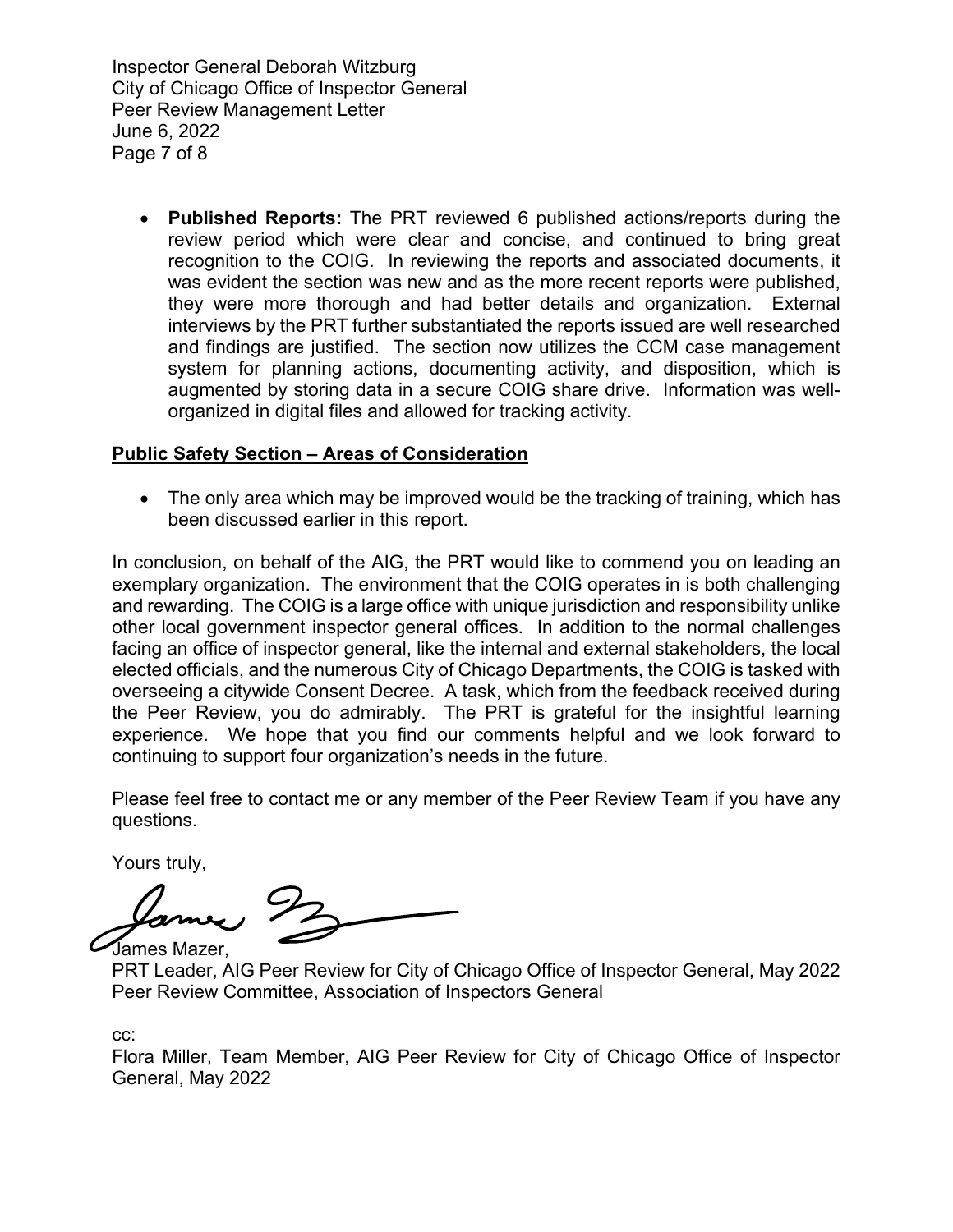- **Published Reports:** The PRT reviewed 6 published actions/reports during the review period which were clear and concise, and continued to bring great recognition to the COIG. In reviewing the reports and associated documents, it was evident the section was new and as the more recent reports were published, they were more thorough and had better details and organization. External interviews by the PRT further substantiated the reports issued are well researched and findings are justified. The section now utilizes the CCM case management system for planning actions, documenting activity, and disposition, which is augmented by storing data in a secure COIG share drive. Information was well-organized in digital files and allowed for tracking activity.

**Public Safety Section – Areas of Consideration**

- The only area which may be improved would be the tracking of training, which has been discussed earlier in this report.

In conclusion, on behalf of the AIG, the PRT would like to commend you on leading an exemplary organization. The environment that the COIG operates in is both challenging and rewarding. The COIG is a large office with unique jurisdiction and responsibility unlike other local government inspector general offices. In addition to the normal challenges facing an office of inspector general, like the internal and external stakeholders, the local elected officials, and the numerous City of Chicago Departments, the COIG is tasked with overseeing a citywide Consent Decree. A task, which from the feedback received during the Peer Review, you do admirably. The PRT is grateful for the insightful learning experience. We hope that you find our comments helpful and we look forward to continuing to support four organization's needs in the future.

Please feel free to contact me or any member of the Peer Review Team if you have any questions.

Yours truly,

James Mazer,
PRT Leader, AIG Peer Review for City of Chicago Office of Inspector General, May 2022
Peer Review Committee, Association of Inspectors General

cc:
Flora Miller, Team Member, AIG Peer Review for City of Chicago Office of Inspector General, May 2022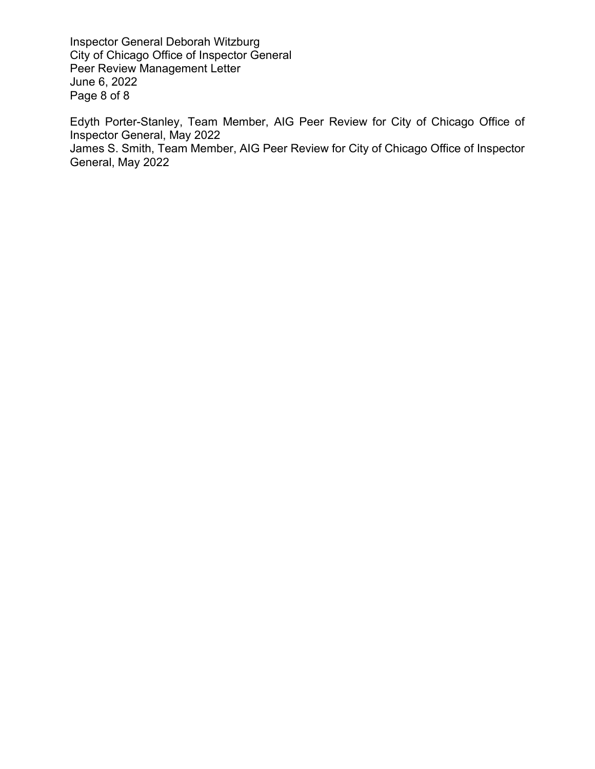Edyth Porter-Stanley, Team Member, AIG Peer Review for City of Chicago Office of Inspector General, May 2022

James S. Smith, Team Member, AIG Peer Review for City of Chicago Office of Inspector General, May 2022